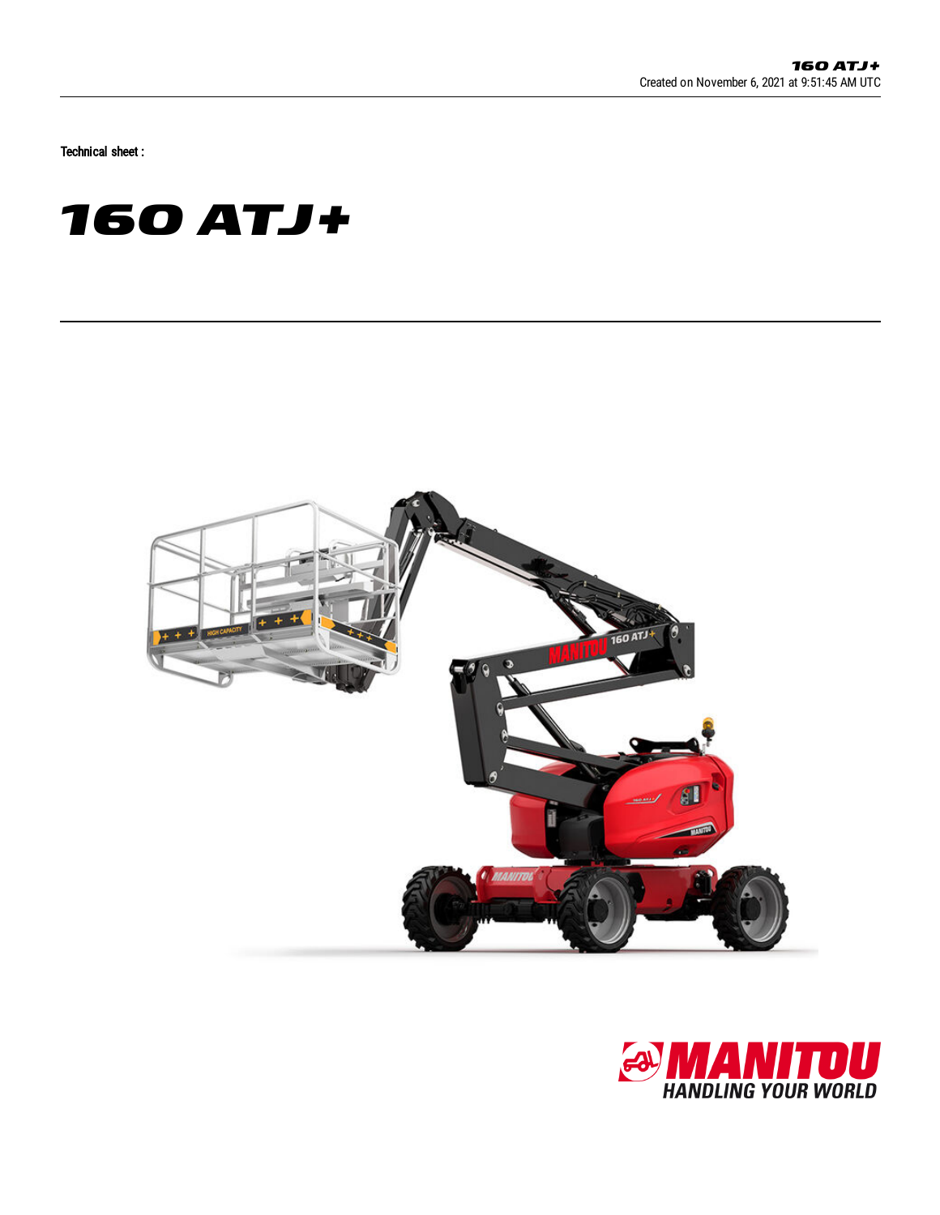160 ATJ+
Created on November 6, 2021 at 9:51:45 AM UTC

Technical sheet :

# 160 ATJ+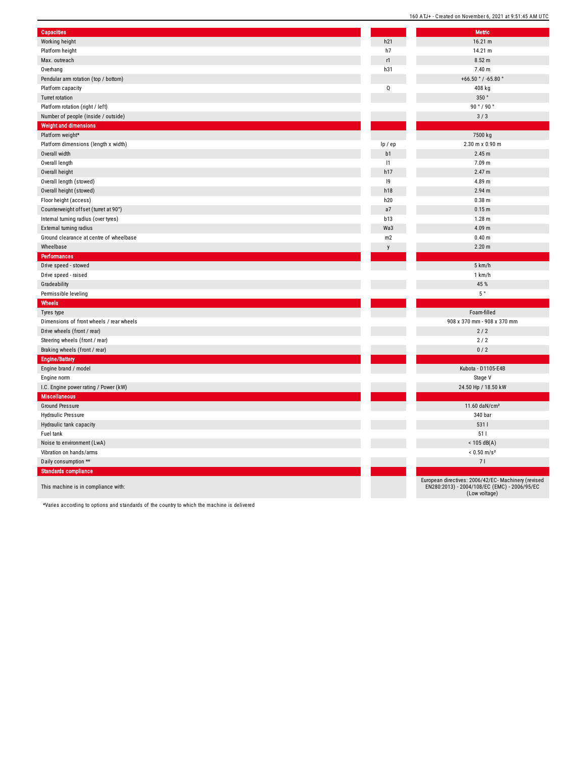| Capacities | | Metric |
|---|---|---|
| Working height | h21 | 16.21 m |
| Platform height | h7 | 14.21 m |
| Max. outreach | r1 | 8.52 m |
| Overhang | h31 | 7.40 m |
| Pendular arm rotation (top / bottom) | | +66.50 ° / -65.80 ° |
| Platform capacity | Q | 408 kg |
| Turret rotation | | 350 ° |
| Platform rotation (right / left) | | 90 ° / 90 ° |
| Number of people (inside / outside) | | 3 / 3 |
| **Weight and dimensions** | | |
| Platform weight* | | 7500 kg |
| Platform dimensions (length x width) | lp / ep | 2.30 m x 0.90 m |
| Overall width | b1 | 2.45 m |
| Overall length | l1 | 7.09 m |
| Overall height | h17 | 2.47 m |
| Overall length (stowed) | l9 | 4.89 m |
| Overall height (stowed) | h18 | 2.94 m |
| Floor height (access) | h20 | 0.38 m |
| Counterweight offset (turret at 90°) | a7 | 0.15 m |
| Internal turning radius (over tyres) | b13 | 1.28 m |
| External turning radius | Wa3 | 4.09 m |
| Ground clearance at centre of wheelbase | m2 | 0.40 m |
| Wheelbase | y | 2.20 m |
| **Performances** | | |
| Drive speed - stowed | | 5 km/h |
| Drive speed - raised | | 1 km/h |
| Gradeability | | 45 % |
| Permissible leveling | | 5 ° |
| **Wheels** | | |
| Tyres type | | Foam-filled |
| Dimensions of front wheels / rear wheels | | 908 x 370 mm - 908 x 370 mm |
| Drive wheels (front / rear) | | 2 / 2 |
| Steering wheels (front / rear) | | 2 / 2 |
| Braking wheels (front / rear) | | 0 / 2 |
| **Engine/Battery** | | |
| Engine brand / model | | Kubota - D1105-E4B |
| Engine norm | | Stage V |
| I.C. Engine power rating / Power (kW) | | 24.50 Hp / 18.50 kW |
| **Miscellaneous** | | |
| Ground Pressure | | 11.60 daN/cm² |
| Hydraulic Pressure | | 340 bar |
| Hydraulic tank capacity | | 531 l |
| Fuel tank | | 51 l |
| Noise to environment (LwA) | | < 105 dB(A) |
| Vibration on hands/arms | | < 0.50 m/s² |
| Daily consumption ** | | 7 l |
| **Standards compliance** | | |
| This machine is in compliance with: | | European directives: 2006/42/EC- Machinery (revised EN280:2013) - 2004/108/EC (EMC) - 2006/95/EC (Low voltage) |

*Varies according to options and standards of the country to which the machine is delivered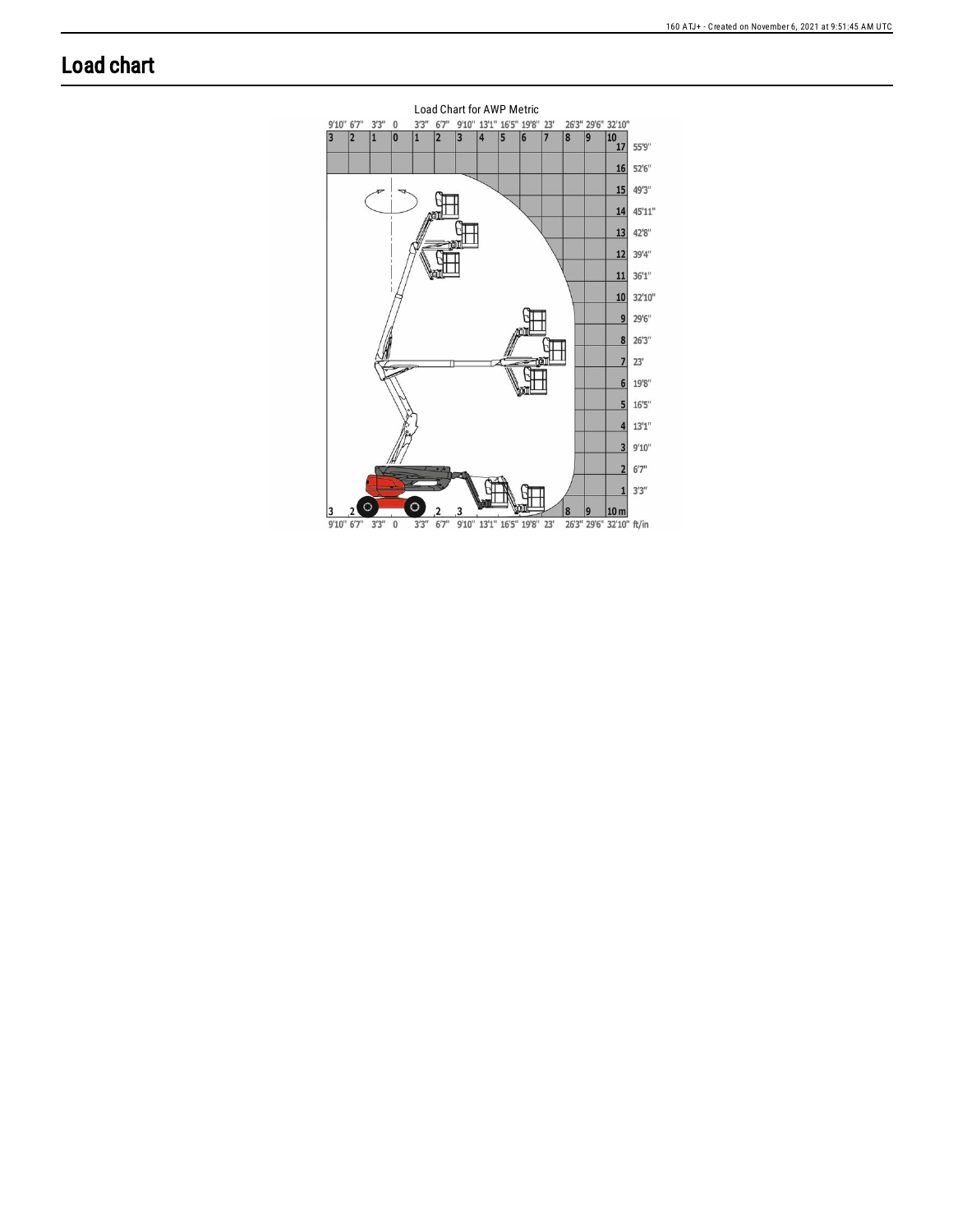# Load chart

Load Chart for AWP Metric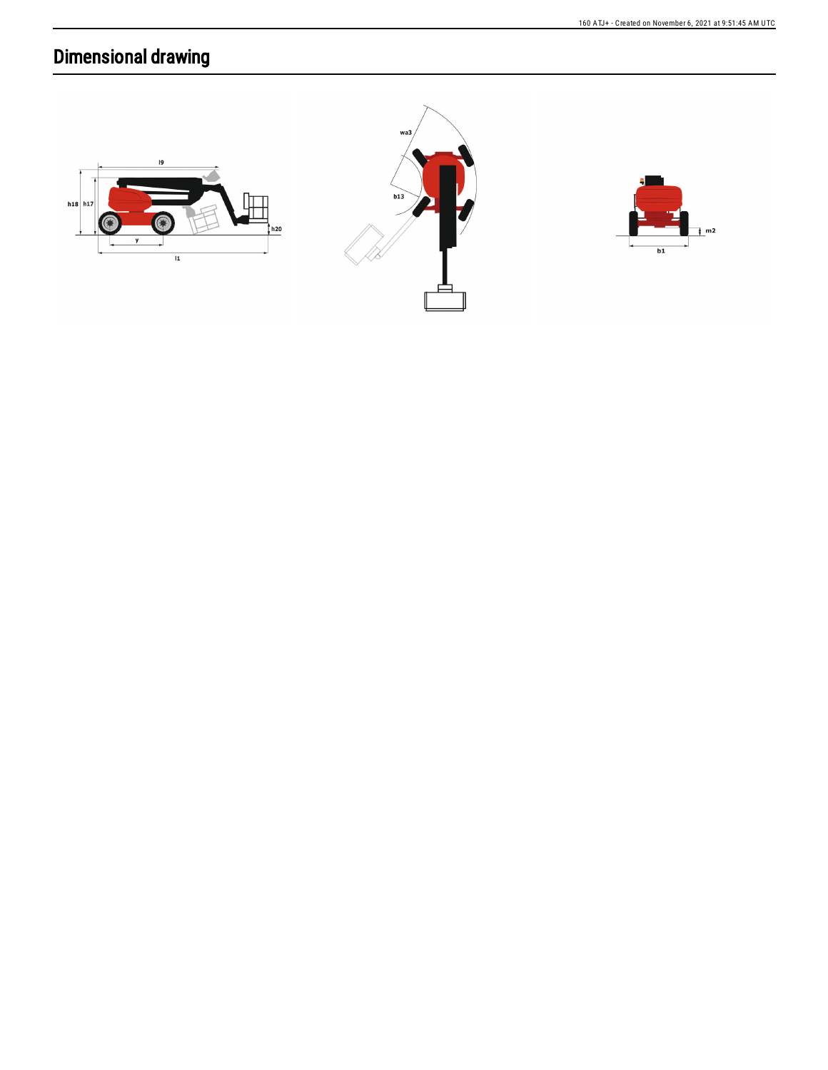# Dimensional drawing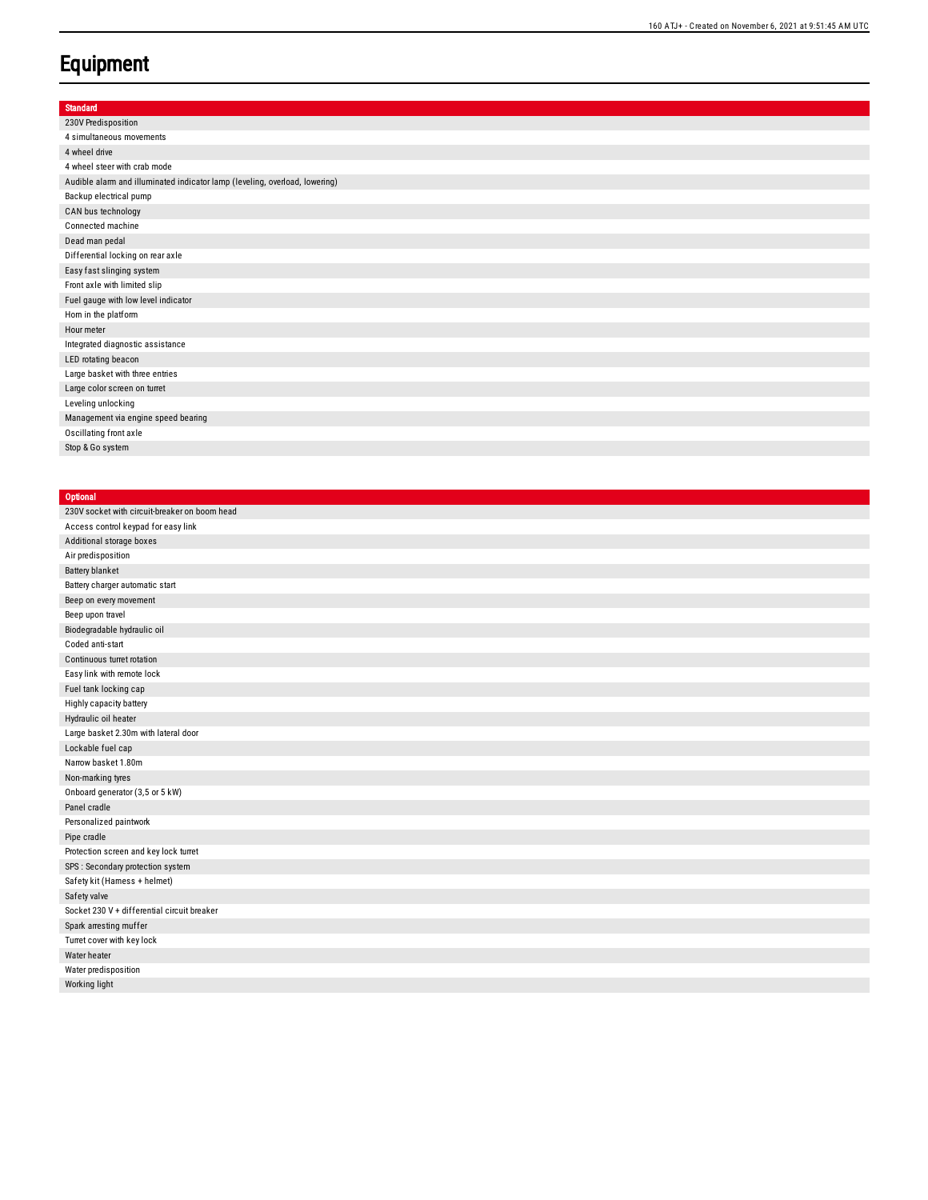# Equipment

| Standard |
| --- |
| 230V Predisposition |
| 4 simultaneous movements |
| 4 wheel drive |
| 4 wheel steer with crab mode |
| Audible alarm and illuminated indicator lamp (leveling, overload, lowering) |
| Backup electrical pump |
| CAN bus technology |
| Connected machine |
| Dead man pedal |
| Differential locking on rear axle |
| Easy fast slinging system |
| Front axle with limited slip |
| Fuel gauge with low level indicator |
| Horn in the platform |
| Hour meter |
| Integrated diagnostic assistance |
| LED rotating beacon |
| Large basket with three entries |
| Large color screen on turret |
| Leveling unlocking |
| Management via engine speed bearing |
| Oscillating front axle |
| Stop & Go system |

| Optional |
| --- |
| 230V socket with circuit-breaker on boom head |
| Access control keypad for easy link |
| Additional storage boxes |
| Air predisposition |
| Battery blanket |
| Battery charger automatic start |
| Beep on every movement |
| Beep upon travel |
| Biodegradable hydraulic oil |
| Coded anti-start |
| Continuous turret rotation |
| Easy link with remote lock |
| Fuel tank locking cap |
| Highly capacity battery |
| Hydraulic oil heater |
| Large basket 2.30m with lateral door |
| Lockable fuel cap |
| Narrow basket 1.80m |
| Non-marking tyres |
| Onboard generator (3,5 or 5 kW) |
| Panel cradle |
| Personalized paintwork |
| Pipe cradle |
| Protection screen and key lock turret |
| SPS : Secondary protection system |
| Safety kit (Harness + helmet) |
| Safety valve |
| Socket 230 V + differential circuit breaker |
| Spark arresting muffer |
| Turret cover with key lock |
| Water heater |
| Water predisposition |
| Working light |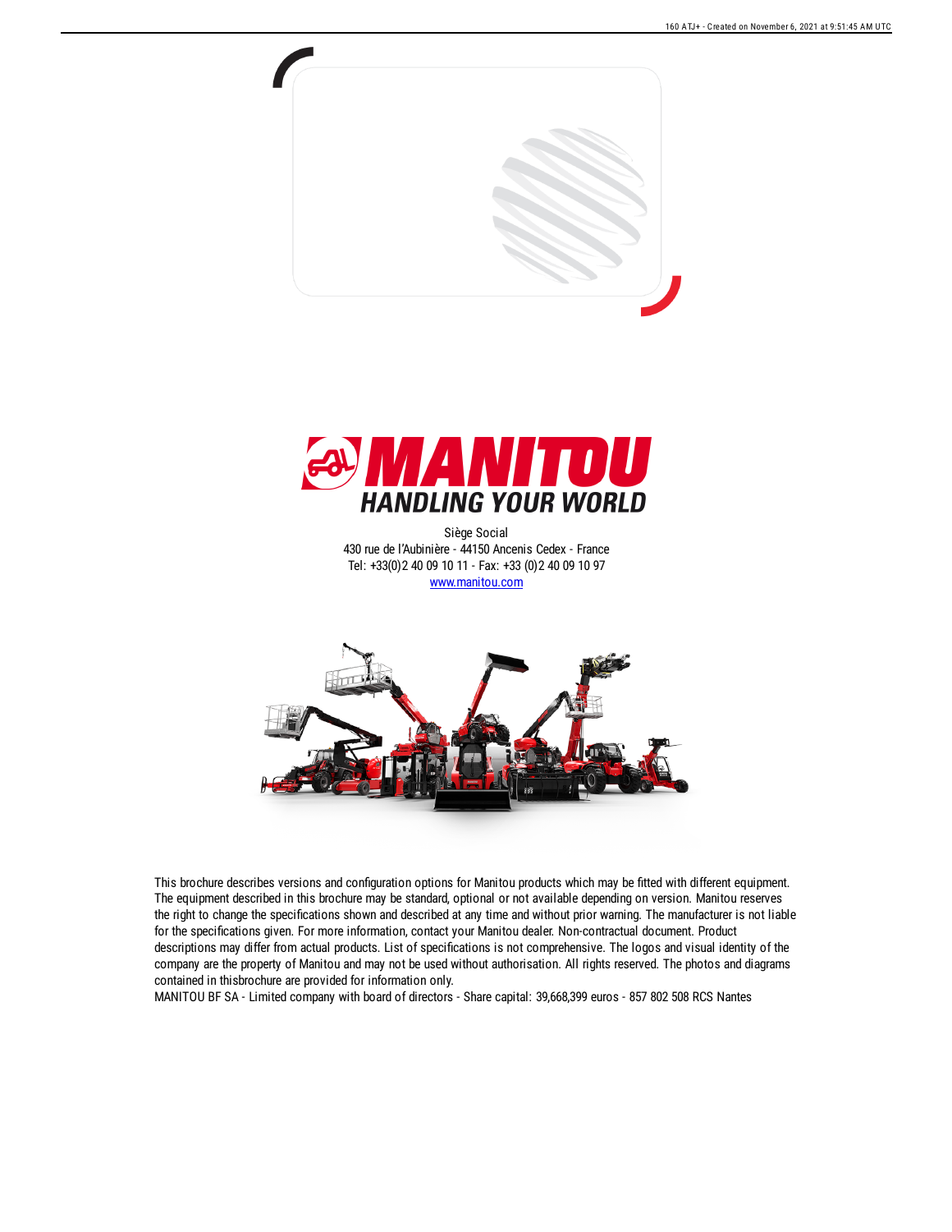MANITOU

HANDLING YOUR WORLD

Siège Social
430 rue de l'Aubinière - 44150 Ancenis Cedex - France
Tel: +33(0)2 40 09 10 11 - Fax: +33 (0)2 40 09 10 97
www.manitou.com

This brochure describes versions and configuration options for Manitou products which may be fitted with different equipment. The equipment described in this brochure may be standard, optional or not available depending on version. Manitou reserves the right to change the specifications shown and described at any time and without prior warning. The manufacturer is not liable for the specifications given. For more information, contact your Manitou dealer. Non-contractual document. Product descriptions may differ from actual products. List of specifications is not comprehensive. The logos and visual identity of the company are the property of Manitou and may not be used without authorisation. All rights reserved. The photos and diagrams contained in thisbrochure are provided for information only.
MANITOU BF SA - Limited company with board of directors - Share capital: 39,668,399 euros - 857 802 508 RCS Nantes